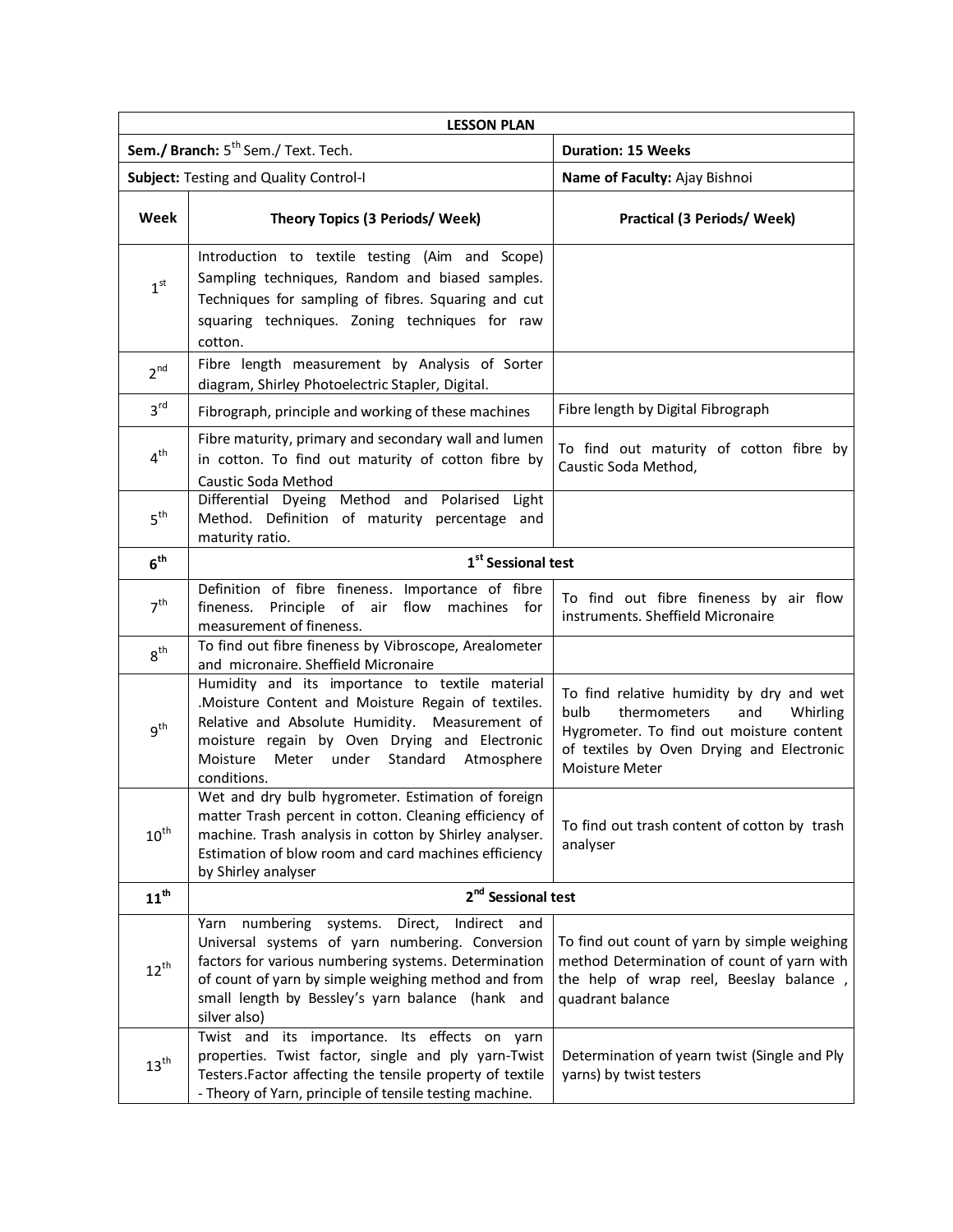| LESSON PLAN | | |
|---|---|---|
| **Sem./ Branch:** 5th Sem./ Text. Tech. | | **Duration: 15 Weeks** |
| **Subject:** Testing and Quality Control-I | | **Name of Faculty:** Ajay Bishnoi |
| **Week** | **Theory Topics (3 Periods/ Week)** | **Practical (3 Periods/ Week)** |
| 1st | Introduction to textile testing (Aim and Scope) Sampling techniques, Random and biased samples. Techniques for sampling of fibres. Squaring and cut squaring techniques. Zoning techniques for raw cotton. | |
| 2nd | Fibre length measurement by Analysis of Sorter diagram, Shirley Photoelectric Stapler, Digital. | |
| 3rd | Fibrograph, principle and working of these machines | Fibre length by Digital Fibrograph |
| 4th | Fibre maturity, primary and secondary wall and lumen in cotton. To find out maturity of cotton fibre by Caustic Soda Method | To find out maturity of cotton fibre by Caustic Soda Method, |
| 5th | Differential Dyeing Method and Polarised Light Method. Definition of maturity percentage and maturity ratio. | |
| **6th** | **1st Sessional test** | |
| 7th | Definition of fibre fineness. Importance of fibre fineness. Principle of air flow machines for measurement of fineness. | To find out fibre fineness by air flow instruments. Sheffield Micronaire |
| 8th | To find out fibre fineness by Vibroscope, Arealometer and micronaire. Sheffield Micronaire | |
| 9th | Humidity and its importance to textile material .Moisture Content and Moisture Regain of textiles. Relative and Absolute Humidity. Measurement of moisture regain by Oven Drying and Electronic Moisture Meter under Standard Atmosphere conditions. | To find relative humidity by dry and wet bulb thermometers and Whirling Hygrometer. To find out moisture content of textiles by Oven Drying and Electronic Moisture Meter |
| 10th | Wet and dry bulb hygrometer. Estimation of foreign matter Trash percent in cotton. Cleaning efficiency of machine. Trash analysis in cotton by Shirley analyser. Estimation of blow room and card machines efficiency by Shirley analyser | To find out trash content of cotton by trash analyser |
| **11th** | **2nd Sessional test** | |
| 12th | Yarn numbering systems. Direct, Indirect and Universal systems of yarn numbering. Conversion factors for various numbering systems. Determination of count of yarn by simple weighing method and from small length by Bessley's yarn balance (hank and silver also) | To find out count of yarn by simple weighing method Determination of count of yarn with the help of wrap reel, Beeslay balance , quadrant balance |
| 13th | Twist and its importance. Its effects on yarn properties. Twist factor, single and ply yarn-Twist Testers.Factor affecting the tensile property of textile - Theory of Yarn, principle of tensile testing machine. | Determination of yearn twist (Single and Ply yarns) by twist testers |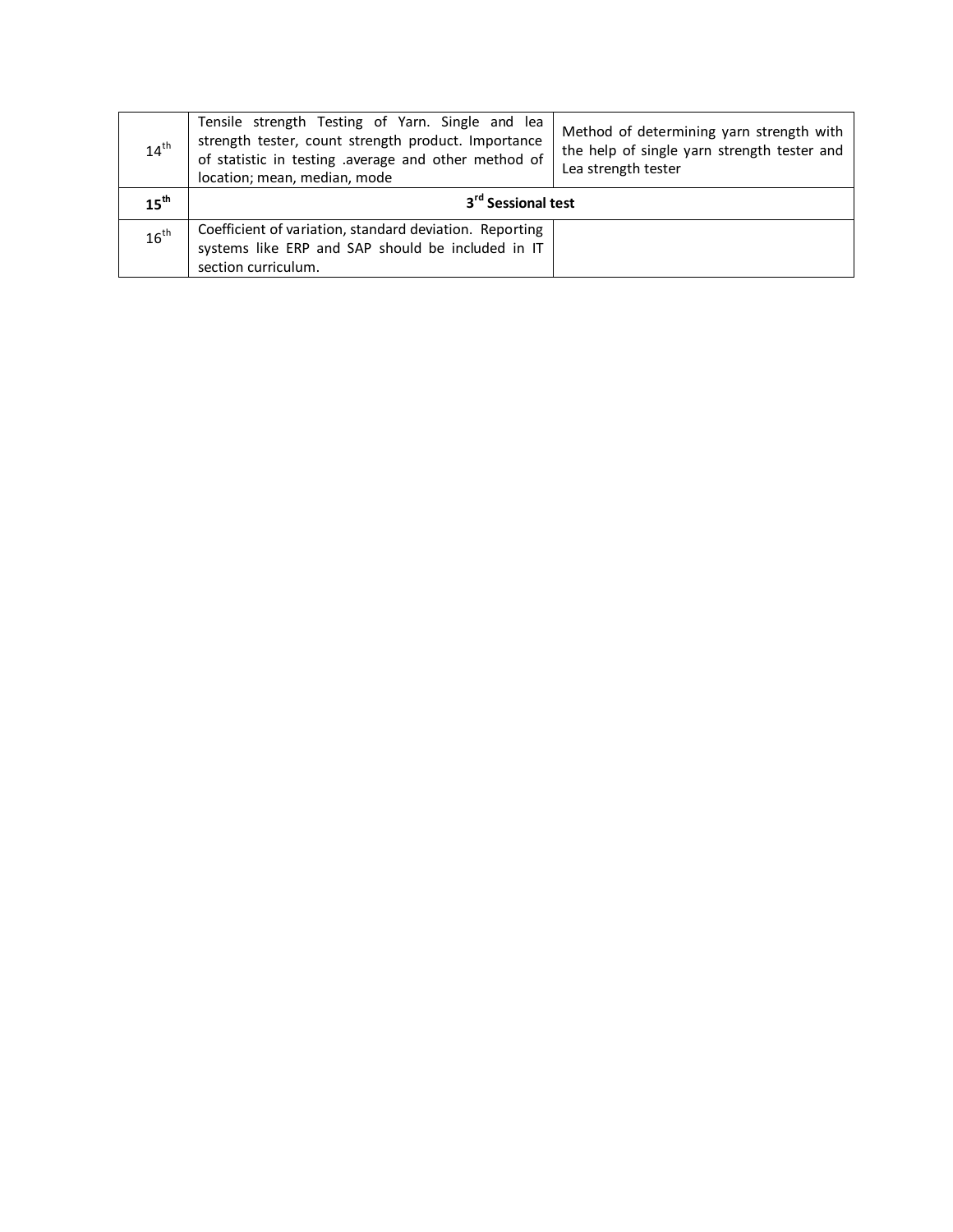| | | |
|---|---|---|
| 14th | Tensile strength Testing of Yarn. Single and lea strength tester, count strength product. Importance of statistic in testing .average and other method of location; mean, median, mode | Method of determining yarn strength with the help of single yarn strength tester and Lea strength tester |
| **15th** | **3rd Sessional test** | |
| 16th | Coefficient of variation, standard deviation. Reporting systems like ERP and SAP should be included in IT section curriculum. | |